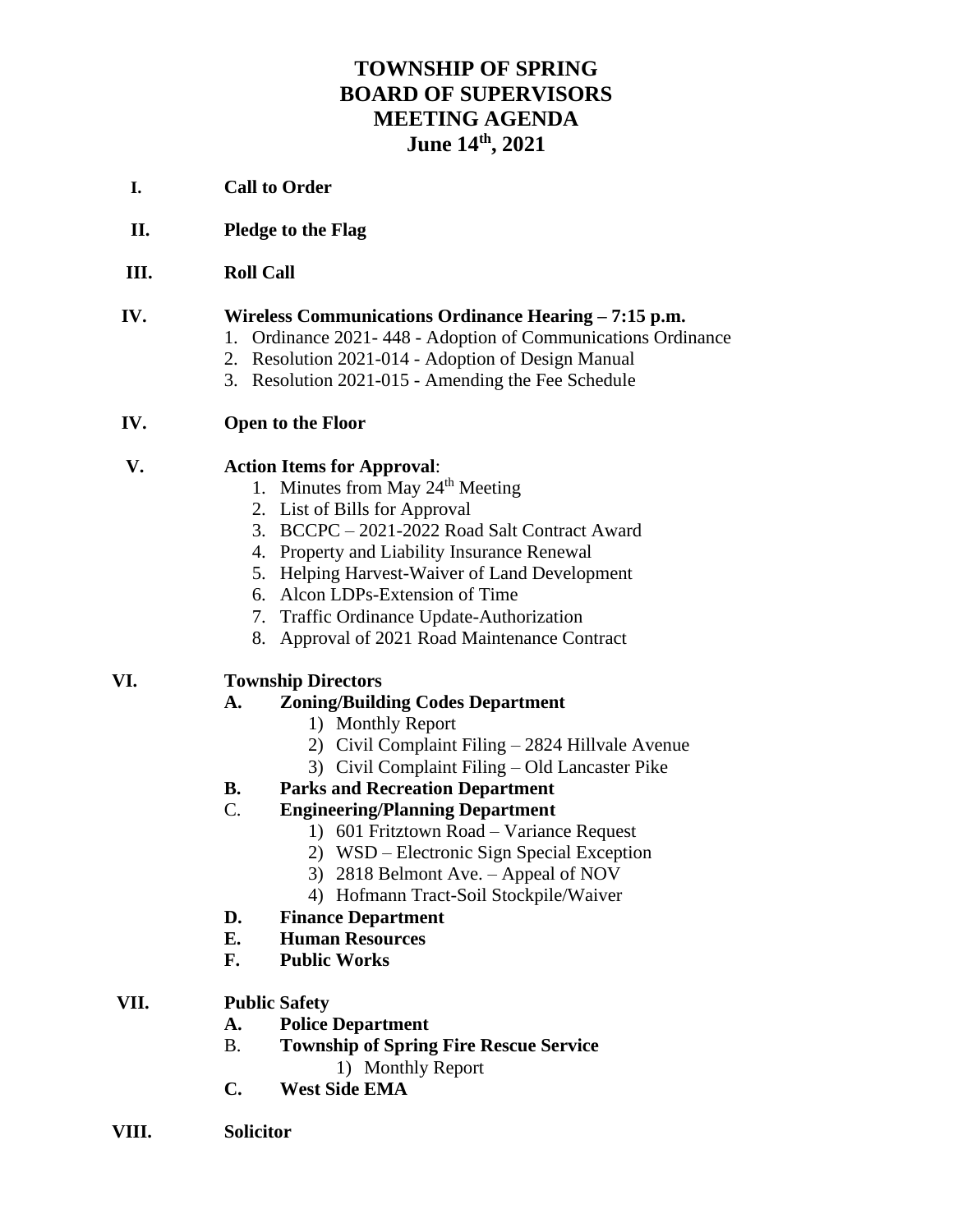# TOWNSHIP OF SPRING
# BOARD OF SUPERVISORS
# MEETING AGENDA
# June 14th, 2021

**I. Call to Order**

**II. Pledge to the Flag**

**III. Roll Call**

**IV. Wireless Communications Ordinance Hearing – 7:15 p.m.**

1. Ordinance 2021- 448 - Adoption of Communications Ordinance
2. Resolution 2021-014 - Adoption of Design Manual
3. Resolution 2021-015 - Amending the Fee Schedule

**IV. Open to the Floor**

**V. Action Items for Approval**:

1. Minutes from May 24th Meeting
2. List of Bills for Approval
3. BCCPC – 2021-2022 Road Salt Contract Award
4. Property and Liability Insurance Renewal
5. Helping Harvest-Waiver of Land Development
6. Alcon LDPs-Extension of Time
7. Traffic Ordinance Update-Authorization
8. Approval of 2021 Road Maintenance Contract

**VI. Township Directors**

**A. Zoning/Building Codes Department**

1) Monthly Report
2) Civil Complaint Filing – 2824 Hillvale Avenue
3) Civil Complaint Filing – Old Lancaster Pike

**B. Parks and Recreation Department**

C. **Engineering/Planning Department**

1) 601 Fritztown Road – Variance Request
2) WSD – Electronic Sign Special Exception
3) 2818 Belmont Ave. – Appeal of NOV
4) Hofmann Tract-Soil Stockpile/Waiver

**D. Finance Department**

**E. Human Resources**

**F. Public Works**

**VII. Public Safety**

**A. Police Department**

B. **Township of Spring Fire Rescue Service**

1) Monthly Report

**C. West Side EMA**

**VIII. Solicitor**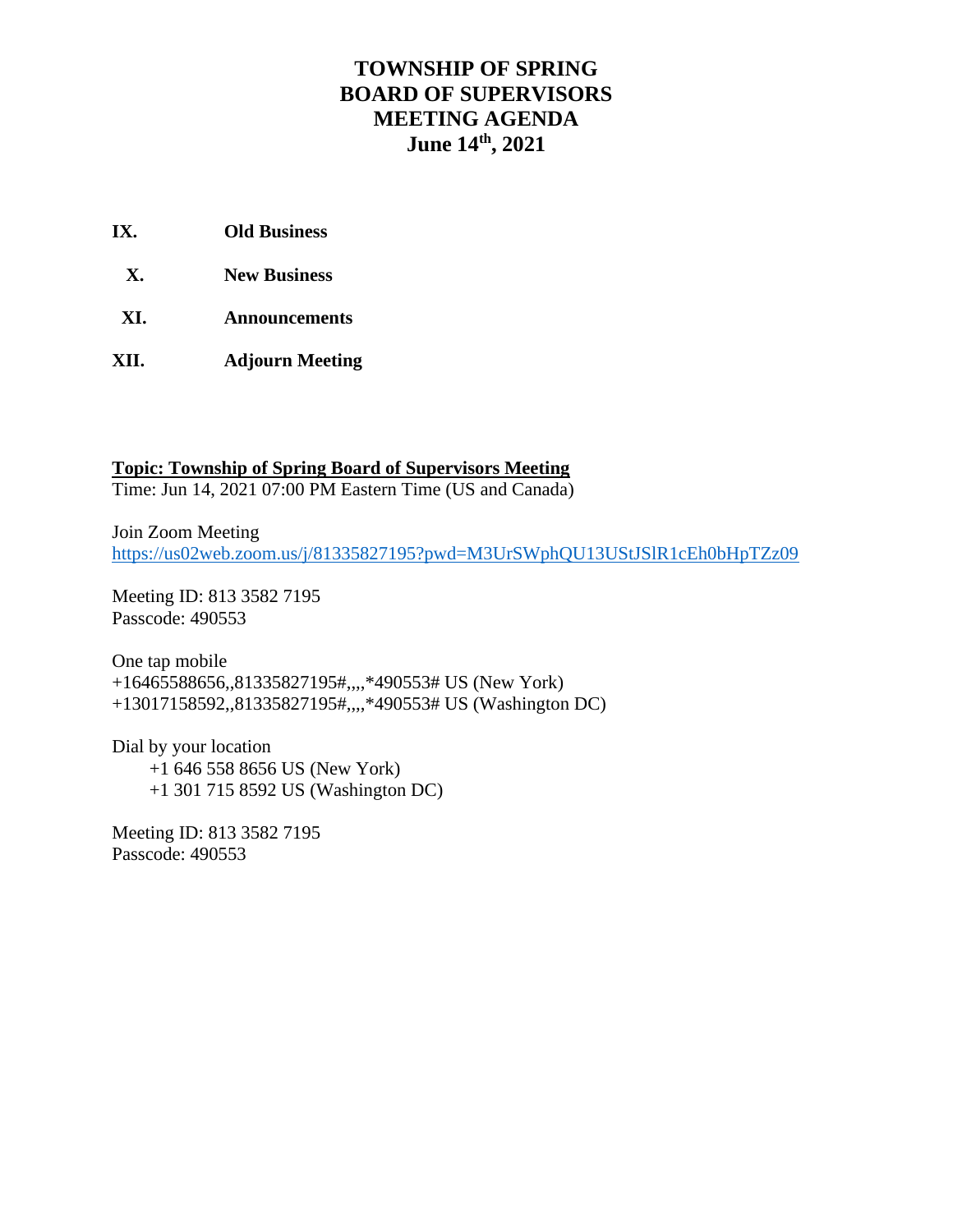# TOWNSHIP OF SPRING
# BOARD OF SUPERVISORS
# MEETING AGENDA
# June 14th, 2021

**IX. Old Business**

**X. New Business**

**XI. Announcements**

**XII. Adjourn Meeting**

**Topic: Township of Spring Board of Supervisors Meeting**
Time: Jun 14, 2021 07:00 PM Eastern Time (US and Canada)

Join Zoom Meeting
https://us02web.zoom.us/j/81335827195?pwd=M3UrSWphQU13UStJSlR1cEh0bHpTZz09

Meeting ID: 813 3582 7195
Passcode: 490553

One tap mobile
+16465588656,,81335827195#,,,,*490553# US (New York)
+13017158592,,81335827195#,,,,*490553# US (Washington DC)

Dial by your location
+1 646 558 8656 US (New York)
+1 301 715 8592 US (Washington DC)

Meeting ID: 813 3582 7195
Passcode: 490553